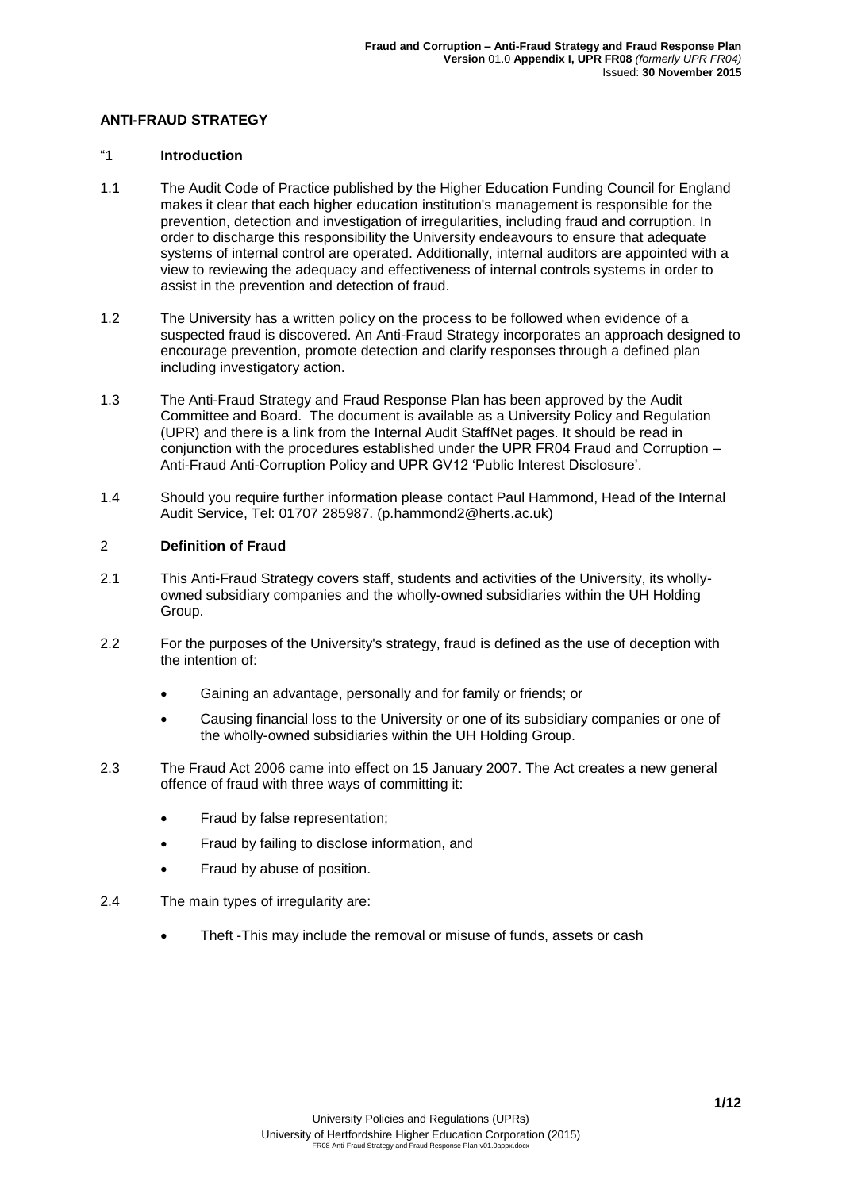## ANTI-FRAUD STRATEGY

### "1 Introduction

1.1 The Audit Code of Practice published by the Higher Education Funding Council for England makes it clear that each higher education institution's management is responsible for the prevention, detection and investigation of irregularities, including fraud and corruption. In order to discharge this responsibility the University endeavours to ensure that adequate systems of internal control are operated. Additionally, internal auditors are appointed with a view to reviewing the adequacy and effectiveness of internal controls systems in order to assist in the prevention and detection of fraud.

1.2 The University has a written policy on the process to be followed when evidence of a suspected fraud is discovered. An Anti-Fraud Strategy incorporates an approach designed to encourage prevention, promote detection and clarify responses through a defined plan including investigatory action.

1.3 The Anti-Fraud Strategy and Fraud Response Plan has been approved by the Audit Committee and Board. The document is available as a University Policy and Regulation (UPR) and there is a link from the Internal Audit StaffNet pages. It should be read in conjunction with the procedures established under the UPR FR04 Fraud and Corruption – Anti-Fraud Anti-Corruption Policy and UPR GV12 'Public Interest Disclosure'.

1.4 Should you require further information please contact Paul Hammond, Head of the Internal Audit Service, Tel: 01707 285987. (p.hammond2@herts.ac.uk)

### 2 Definition of Fraud

2.1 This Anti-Fraud Strategy covers staff, students and activities of the University, its wholly-owned subsidiary companies and the wholly-owned subsidiaries within the UH Holding Group.

2.2 For the purposes of the University's strategy, fraud is defined as the use of deception with the intention of:

- Gaining an advantage, personally and for family or friends; or
- Causing financial loss to the University or one of its subsidiary companies or one of the wholly-owned subsidiaries within the UH Holding Group.

2.3 The Fraud Act 2006 came into effect on 15 January 2007. The Act creates a new general offence of fraud with three ways of committing it:

- Fraud by false representation;
- Fraud by failing to disclose information, and
- Fraud by abuse of position.

2.4 The main types of irregularity are:

- Theft -This may include the removal or misuse of funds, assets or cash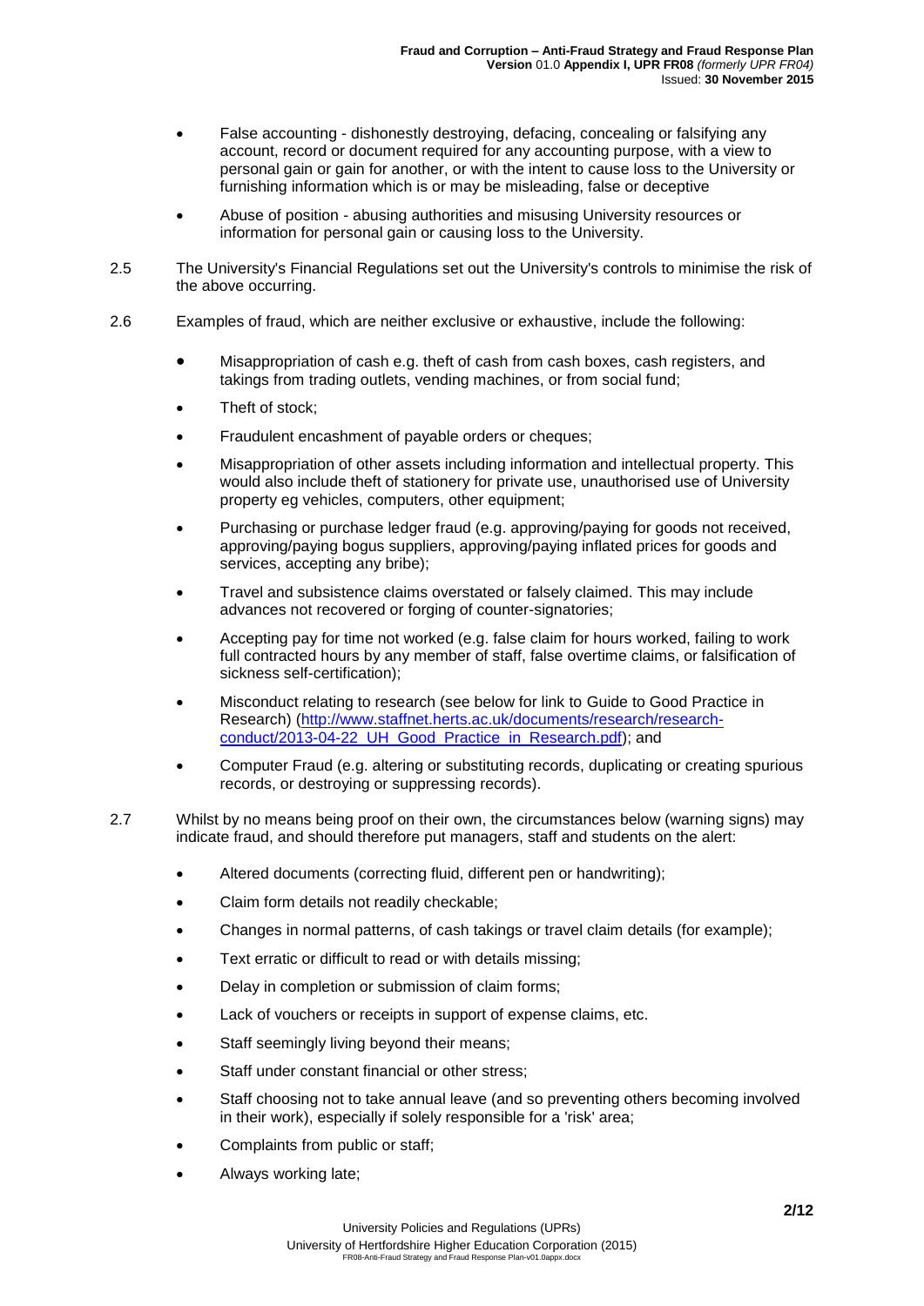- False accounting - dishonestly destroying, defacing, concealing or falsifying any account, record or document required for any accounting purpose, with a view to personal gain or gain for another, or with the intent to cause loss to the University or furnishing information which is or may be misleading, false or deceptive
- Abuse of position - abusing authorities and misusing University resources or information for personal gain or causing loss to the University.

2.5 The University's Financial Regulations set out the University's controls to minimise the risk of the above occurring.

2.6 Examples of fraud, which are neither exclusive or exhaustive, include the following:

- Misappropriation of cash e.g. theft of cash from cash boxes, cash registers, and takings from trading outlets, vending machines, or from social fund;
- Theft of stock;
- Fraudulent encashment of payable orders or cheques;
- Misappropriation of other assets including information and intellectual property. This would also include theft of stationery for private use, unauthorised use of University property eg vehicles, computers, other equipment;
- Purchasing or purchase ledger fraud (e.g. approving/paying for goods not received, approving/paying bogus suppliers, approving/paying inflated prices for goods and services, accepting any bribe);
- Travel and subsistence claims overstated or falsely claimed. This may include advances not recovered or forging of counter-signatories;
- Accepting pay for time not worked (e.g. false claim for hours worked, failing to work full contracted hours by any member of staff, false overtime claims, or falsification of sickness self-certification);
- Misconduct relating to research (see below for link to Guide to Good Practice in Research) ([http://www.staffnet.herts.ac.uk/documents/research/research-conduct/2013-04-22_UH_Good_Practice_in_Research.pdf](http://www.staffnet.herts.ac.uk/documents/research/research-conduct/2013-04-22_UH_Good_Practice_in_Research.pdf)); and
- Computer Fraud (e.g. altering or substituting records, duplicating or creating spurious records, or destroying or suppressing records).

2.7 Whilst by no means being proof on their own, the circumstances below (warning signs) may indicate fraud, and should therefore put managers, staff and students on the alert:

- Altered documents (correcting fluid, different pen or handwriting);
- Claim form details not readily checkable;
- Changes in normal patterns, of cash takings or travel claim details (for example);
- Text erratic or difficult to read or with details missing;
- Delay in completion or submission of claim forms;
- Lack of vouchers or receipts in support of expense claims, etc.
- Staff seemingly living beyond their means;
- Staff under constant financial or other stress;
- Staff choosing not to take annual leave (and so preventing others becoming involved in their work), especially if solely responsible for a 'risk' area;
- Complaints from public or staff;
- Always working late;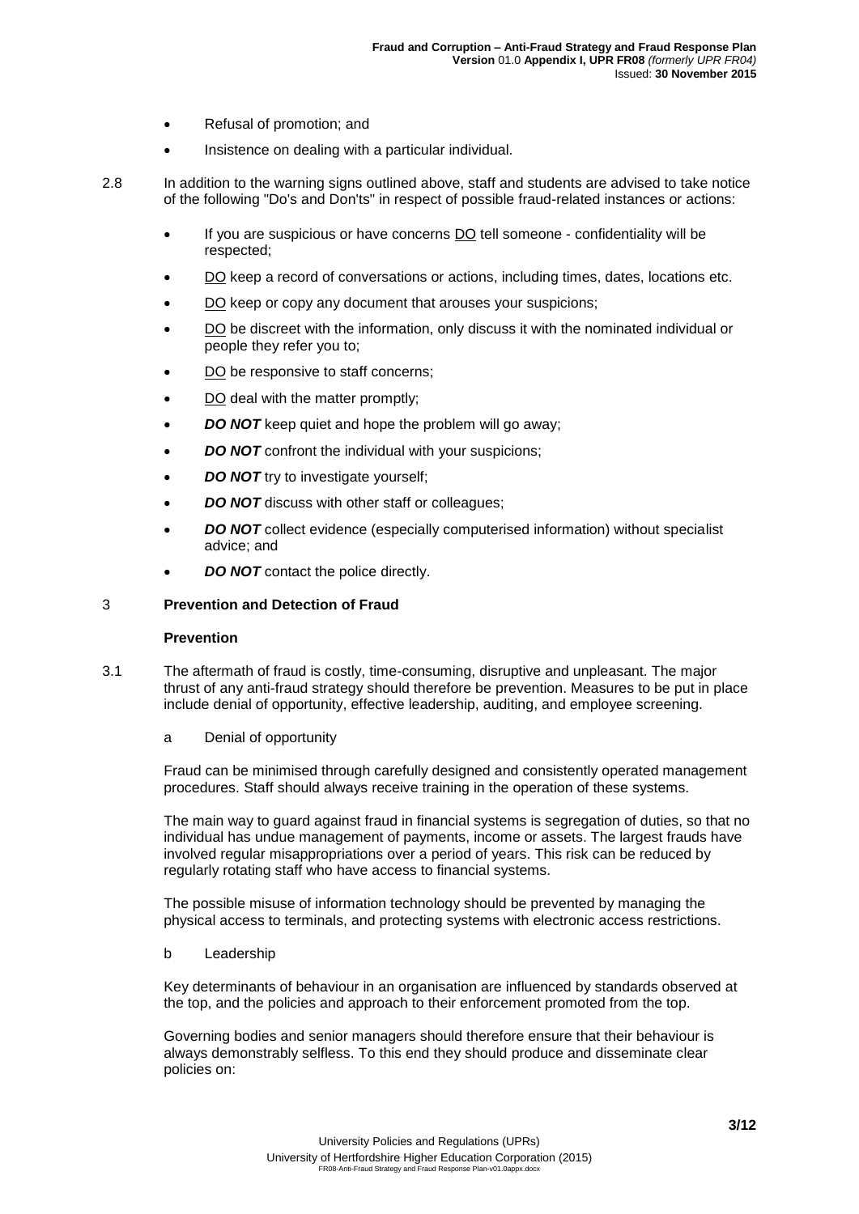- Refusal of promotion; and
- Insistence on dealing with a particular individual.

2.8 In addition to the warning signs outlined above, staff and students are advised to take notice of the following "Do's and Don'ts" in respect of possible fraud-related instances or actions:

- If you are suspicious or have concerns <u>DO</u> tell someone - confidentiality will be respected;
- <u>DO</u> keep a record of conversations or actions, including times, dates, locations etc.
- <u>DO</u> keep or copy any document that arouses your suspicions;
- <u>DO</u> be discreet with the information, only discuss it with the nominated individual or people they refer you to;
- <u>DO</u> be responsive to staff concerns;
- <u>DO</u> deal with the matter promptly;
- ***DO NOT*** keep quiet and hope the problem will go away;
- ***DO NOT*** confront the individual with your suspicions;
- ***DO NOT*** try to investigate yourself;
- ***DO NOT*** discuss with other staff or colleagues;
- ***DO NOT*** collect evidence (especially computerised information) without specialist advice; and
- ***DO NOT*** contact the police directly.

## 3 Prevention and Detection of Fraud

### Prevention

3.1 The aftermath of fraud is costly, time-consuming, disruptive and unpleasant. The major thrust of any anti-fraud strategy should therefore be prevention. Measures to be put in place include denial of opportunity, effective leadership, auditing, and employee screening.

a Denial of opportunity

Fraud can be minimised through carefully designed and consistently operated management procedures. Staff should always receive training in the operation of these systems.

The main way to guard against fraud in financial systems is segregation of duties, so that no individual has undue management of payments, income or assets. The largest frauds have involved regular misappropriations over a period of years. This risk can be reduced by regularly rotating staff who have access to financial systems.

The possible misuse of information technology should be prevented by managing the physical access to terminals, and protecting systems with electronic access restrictions.

b Leadership

Key determinants of behaviour in an organisation are influenced by standards observed at the top, and the policies and approach to their enforcement promoted from the top.

Governing bodies and senior managers should therefore ensure that their behaviour is always demonstrably selfless. To this end they should produce and disseminate clear policies on: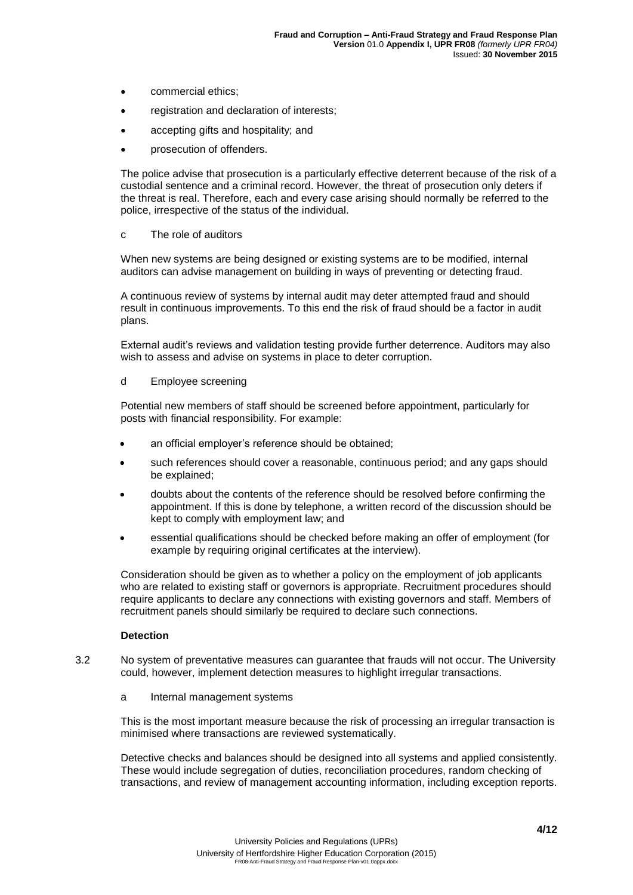- commercial ethics;
- registration and declaration of interests;
- accepting gifts and hospitality; and
- prosecution of offenders.

The police advise that prosecution is a particularly effective deterrent because of the risk of a custodial sentence and a criminal record. However, the threat of prosecution only deters if the threat is real. Therefore, each and every case arising should normally be referred to the police, irrespective of the status of the individual.

c The role of auditors

When new systems are being designed or existing systems are to be modified, internal auditors can advise management on building in ways of preventing or detecting fraud.

A continuous review of systems by internal audit may deter attempted fraud and should result in continuous improvements. To this end the risk of fraud should be a factor in audit plans.

External audit's reviews and validation testing provide further deterrence. Auditors may also wish to assess and advise on systems in place to deter corruption.

d Employee screening

Potential new members of staff should be screened before appointment, particularly for posts with financial responsibility. For example:

- an official employer's reference should be obtained;
- such references should cover a reasonable, continuous period; and any gaps should be explained;
- doubts about the contents of the reference should be resolved before confirming the appointment. If this is done by telephone, a written record of the discussion should be kept to comply with employment law; and
- essential qualifications should be checked before making an offer of employment (for example by requiring original certificates at the interview).

Consideration should be given as to whether a policy on the employment of job applicants who are related to existing staff or governors is appropriate. Recruitment procedures should require applicants to declare any connections with existing governors and staff. Members of recruitment panels should similarly be required to declare such connections.

**Detection**

3.2 No system of preventative measures can guarantee that frauds will not occur. The University could, however, implement detection measures to highlight irregular transactions.

a Internal management systems

This is the most important measure because the risk of processing an irregular transaction is minimised where transactions are reviewed systematically.

Detective checks and balances should be designed into all systems and applied consistently. These would include segregation of duties, reconciliation procedures, random checking of transactions, and review of management accounting information, including exception reports.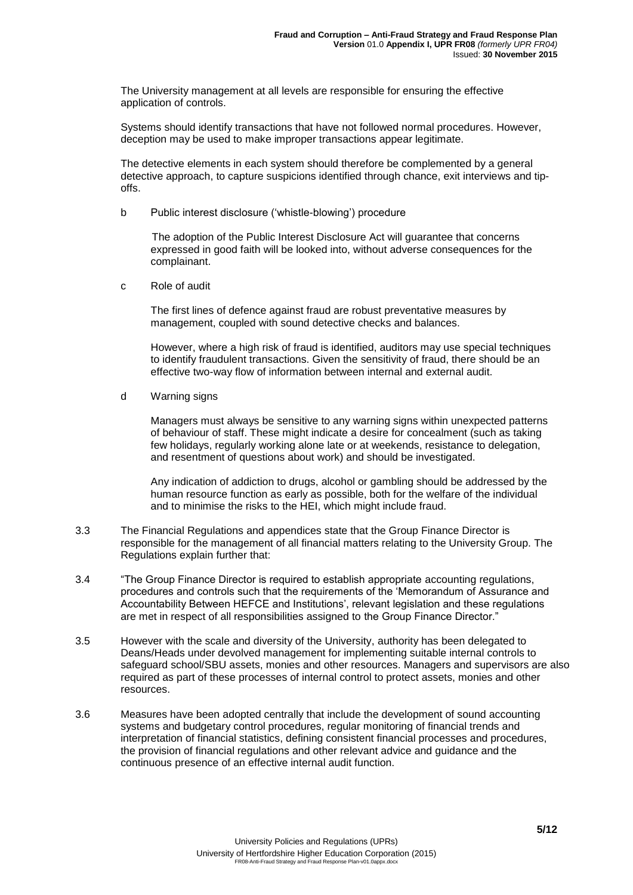The University management at all levels are responsible for ensuring the effective application of controls.

Systems should identify transactions that have not followed normal procedures. However, deception may be used to make improper transactions appear legitimate.

The detective elements in each system should therefore be complemented by a general detective approach, to capture suspicions identified through chance, exit interviews and tip-offs.

b Public interest disclosure ('whistle-blowing') procedure

The adoption of the Public Interest Disclosure Act will guarantee that concerns expressed in good faith will be looked into, without adverse consequences for the complainant.

c Role of audit

The first lines of defence against fraud are robust preventative measures by management, coupled with sound detective checks and balances.

However, where a high risk of fraud is identified, auditors may use special techniques to identify fraudulent transactions. Given the sensitivity of fraud, there should be an effective two-way flow of information between internal and external audit.

d Warning signs

Managers must always be sensitive to any warning signs within unexpected patterns of behaviour of staff. These might indicate a desire for concealment (such as taking few holidays, regularly working alone late or at weekends, resistance to delegation, and resentment of questions about work) and should be investigated.

Any indication of addiction to drugs, alcohol or gambling should be addressed by the human resource function as early as possible, both for the welfare of the individual and to minimise the risks to the HEI, which might include fraud.

3.3 The Financial Regulations and appendices state that the Group Finance Director is responsible for the management of all financial matters relating to the University Group. The Regulations explain further that:

3.4 "The Group Finance Director is required to establish appropriate accounting regulations, procedures and controls such that the requirements of the 'Memorandum of Assurance and Accountability Between HEFCE and Institutions', relevant legislation and these regulations are met in respect of all responsibilities assigned to the Group Finance Director."

3.5 However with the scale and diversity of the University, authority has been delegated to Deans/Heads under devolved management for implementing suitable internal controls to safeguard school/SBU assets, monies and other resources. Managers and supervisors are also required as part of these processes of internal control to protect assets, monies and other resources.

3.6 Measures have been adopted centrally that include the development of sound accounting systems and budgetary control procedures, regular monitoring of financial trends and interpretation of financial statistics, defining consistent financial processes and procedures, the provision of financial regulations and other relevant advice and guidance and the continuous presence of an effective internal audit function.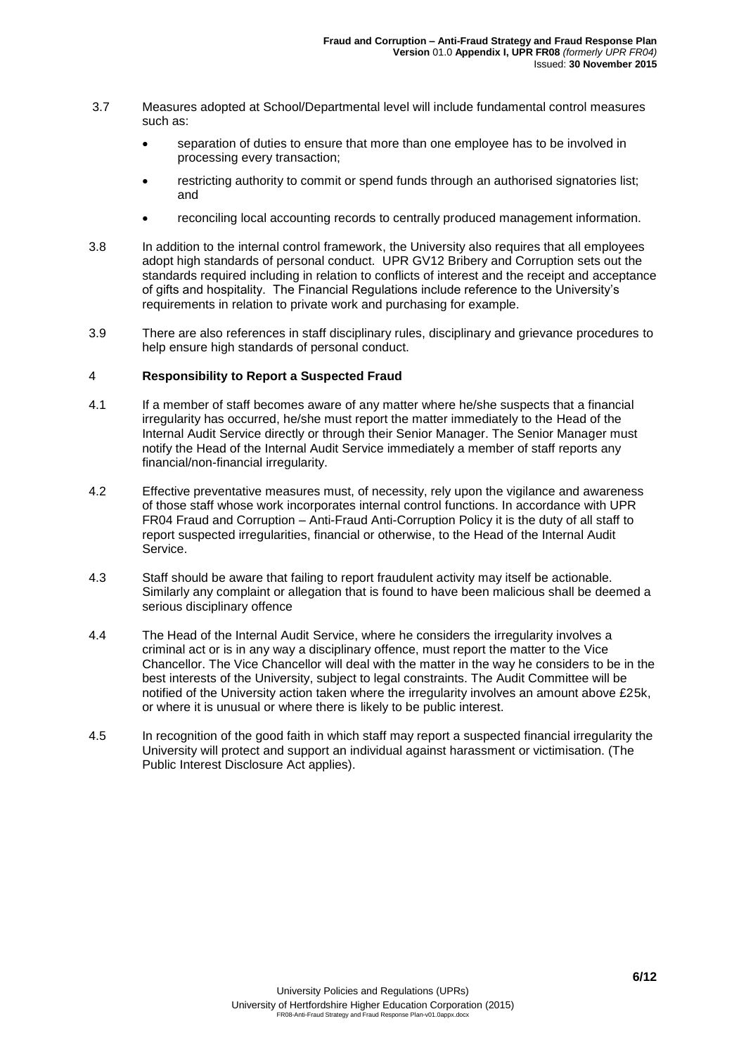3.7 Measures adopted at School/Departmental level will include fundamental control measures such as:

- separation of duties to ensure that more than one employee has to be involved in processing every transaction;
- restricting authority to commit or spend funds through an authorised signatories list; and
- reconciling local accounting records to centrally produced management information.

3.8 In addition to the internal control framework, the University also requires that all employees adopt high standards of personal conduct. UPR GV12 Bribery and Corruption sets out the standards required including in relation to conflicts of interest and the receipt and acceptance of gifts and hospitality. The Financial Regulations include reference to the University's requirements in relation to private work and purchasing for example.

3.9 There are also references in staff disciplinary rules, disciplinary and grievance procedures to help ensure high standards of personal conduct.

## 4 Responsibility to Report a Suspected Fraud

4.1 If a member of staff becomes aware of any matter where he/she suspects that a financial irregularity has occurred, he/she must report the matter immediately to the Head of the Internal Audit Service directly or through their Senior Manager. The Senior Manager must notify the Head of the Internal Audit Service immediately a member of staff reports any financial/non-financial irregularity.

4.2 Effective preventative measures must, of necessity, rely upon the vigilance and awareness of those staff whose work incorporates internal control functions. In accordance with UPR FR04 Fraud and Corruption – Anti-Fraud Anti-Corruption Policy it is the duty of all staff to report suspected irregularities, financial or otherwise, to the Head of the Internal Audit Service.

4.3 Staff should be aware that failing to report fraudulent activity may itself be actionable. Similarly any complaint or allegation that is found to have been malicious shall be deemed a serious disciplinary offence

4.4 The Head of the Internal Audit Service, where he considers the irregularity involves a criminal act or is in any way a disciplinary offence, must report the matter to the Vice Chancellor. The Vice Chancellor will deal with the matter in the way he considers to be in the best interests of the University, subject to legal constraints. The Audit Committee will be notified of the University action taken where the irregularity involves an amount above £25k, or where it is unusual or where there is likely to be public interest.

4.5 In recognition of the good faith in which staff may report a suspected financial irregularity the University will protect and support an individual against harassment or victimisation. (The Public Interest Disclosure Act applies).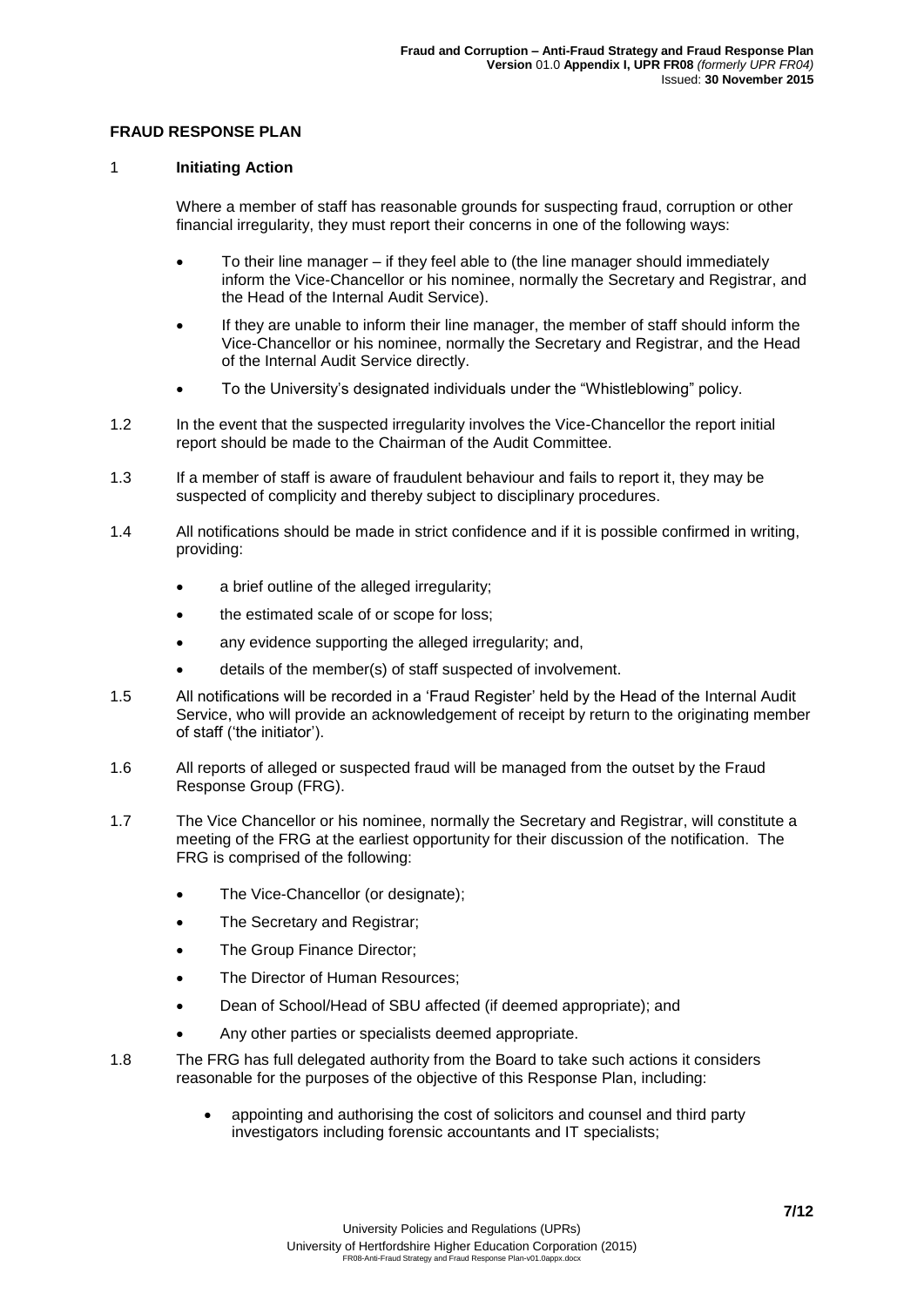**FRAUD RESPONSE PLAN**

1 **Initiating Action**

Where a member of staff has reasonable grounds for suspecting fraud, corruption or other financial irregularity, they must report their concerns in one of the following ways:

- To their line manager – if they feel able to (the line manager should immediately inform the Vice-Chancellor or his nominee, normally the Secretary and Registrar, and the Head of the Internal Audit Service).
- If they are unable to inform their line manager, the member of staff should inform the Vice-Chancellor or his nominee, normally the Secretary and Registrar, and the Head of the Internal Audit Service directly.
- To the University's designated individuals under the "Whistleblowing" policy.

1.2 In the event that the suspected irregularity involves the Vice-Chancellor the report initial report should be made to the Chairman of the Audit Committee.

1.3 If a member of staff is aware of fraudulent behaviour and fails to report it, they may be suspected of complicity and thereby subject to disciplinary procedures.

1.4 All notifications should be made in strict confidence and if it is possible confirmed in writing, providing:

- a brief outline of the alleged irregularity;
- the estimated scale of or scope for loss;
- any evidence supporting the alleged irregularity; and,
- details of the member(s) of staff suspected of involvement.

1.5 All notifications will be recorded in a 'Fraud Register' held by the Head of the Internal Audit Service, who will provide an acknowledgement of receipt by return to the originating member of staff ('the initiator').

1.6 All reports of alleged or suspected fraud will be managed from the outset by the Fraud Response Group (FRG).

1.7 The Vice Chancellor or his nominee, normally the Secretary and Registrar, will constitute a meeting of the FRG at the earliest opportunity for their discussion of the notification. The FRG is comprised of the following:

- The Vice-Chancellor (or designate);
- The Secretary and Registrar;
- The Group Finance Director;
- The Director of Human Resources;
- Dean of School/Head of SBU affected (if deemed appropriate); and
- Any other parties or specialists deemed appropriate.

1.8 The FRG has full delegated authority from the Board to take such actions it considers reasonable for the purposes of the objective of this Response Plan, including:

- appointing and authorising the cost of solicitors and counsel and third party investigators including forensic accountants and IT specialists;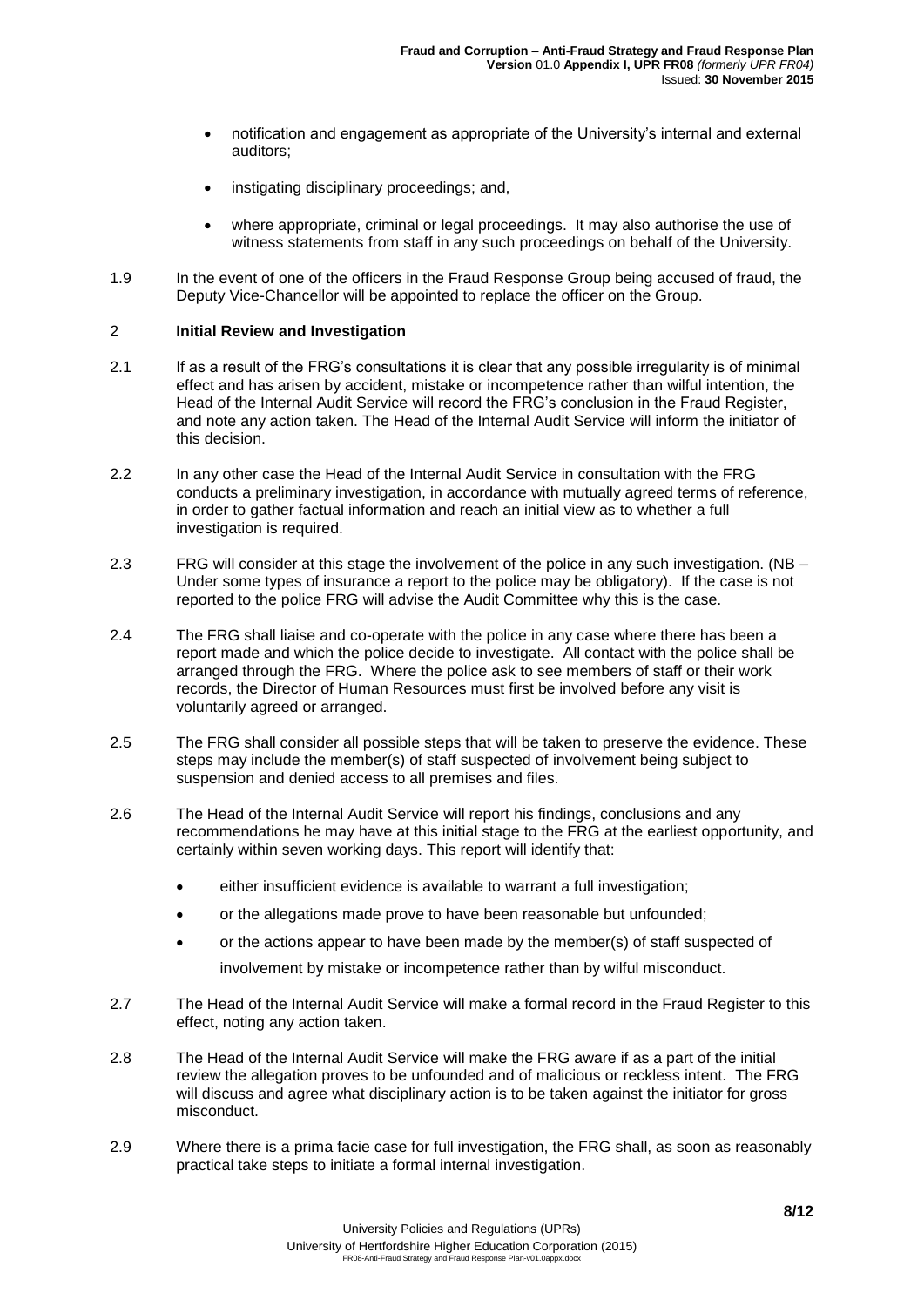- notification and engagement as appropriate of the University's internal and external auditors;
- instigating disciplinary proceedings; and,
- where appropriate, criminal or legal proceedings. It may also authorise the use of witness statements from staff in any such proceedings on behalf of the University.

1.9 In the event of one of the officers in the Fraud Response Group being accused of fraud, the Deputy Vice-Chancellor will be appointed to replace the officer on the Group.

## 2 Initial Review and Investigation

2.1 If as a result of the FRG's consultations it is clear that any possible irregularity is of minimal effect and has arisen by accident, mistake or incompetence rather than wilful intention, the Head of the Internal Audit Service will record the FRG's conclusion in the Fraud Register, and note any action taken. The Head of the Internal Audit Service will inform the initiator of this decision.

2.2 In any other case the Head of the Internal Audit Service in consultation with the FRG conducts a preliminary investigation, in accordance with mutually agreed terms of reference, in order to gather factual information and reach an initial view as to whether a full investigation is required.

2.3 FRG will consider at this stage the involvement of the police in any such investigation. (NB – Under some types of insurance a report to the police may be obligatory). If the case is not reported to the police FRG will advise the Audit Committee why this is the case.

2.4 The FRG shall liaise and co-operate with the police in any case where there has been a report made and which the police decide to investigate. All contact with the police shall be arranged through the FRG. Where the police ask to see members of staff or their work records, the Director of Human Resources must first be involved before any visit is voluntarily agreed or arranged.

2.5 The FRG shall consider all possible steps that will be taken to preserve the evidence. These steps may include the member(s) of staff suspected of involvement being subject to suspension and denied access to all premises and files.

2.6 The Head of the Internal Audit Service will report his findings, conclusions and any recommendations he may have at this initial stage to the FRG at the earliest opportunity, and certainly within seven working days. This report will identify that:

- either insufficient evidence is available to warrant a full investigation;
- or the allegations made prove to have been reasonable but unfounded;
- or the actions appear to have been made by the member(s) of staff suspected of involvement by mistake or incompetence rather than by wilful misconduct.

2.7 The Head of the Internal Audit Service will make a formal record in the Fraud Register to this effect, noting any action taken.

2.8 The Head of the Internal Audit Service will make the FRG aware if as a part of the initial review the allegation proves to be unfounded and of malicious or reckless intent. The FRG will discuss and agree what disciplinary action is to be taken against the initiator for gross misconduct.

2.9 Where there is a prima facie case for full investigation, the FRG shall, as soon as reasonably practical take steps to initiate a formal internal investigation.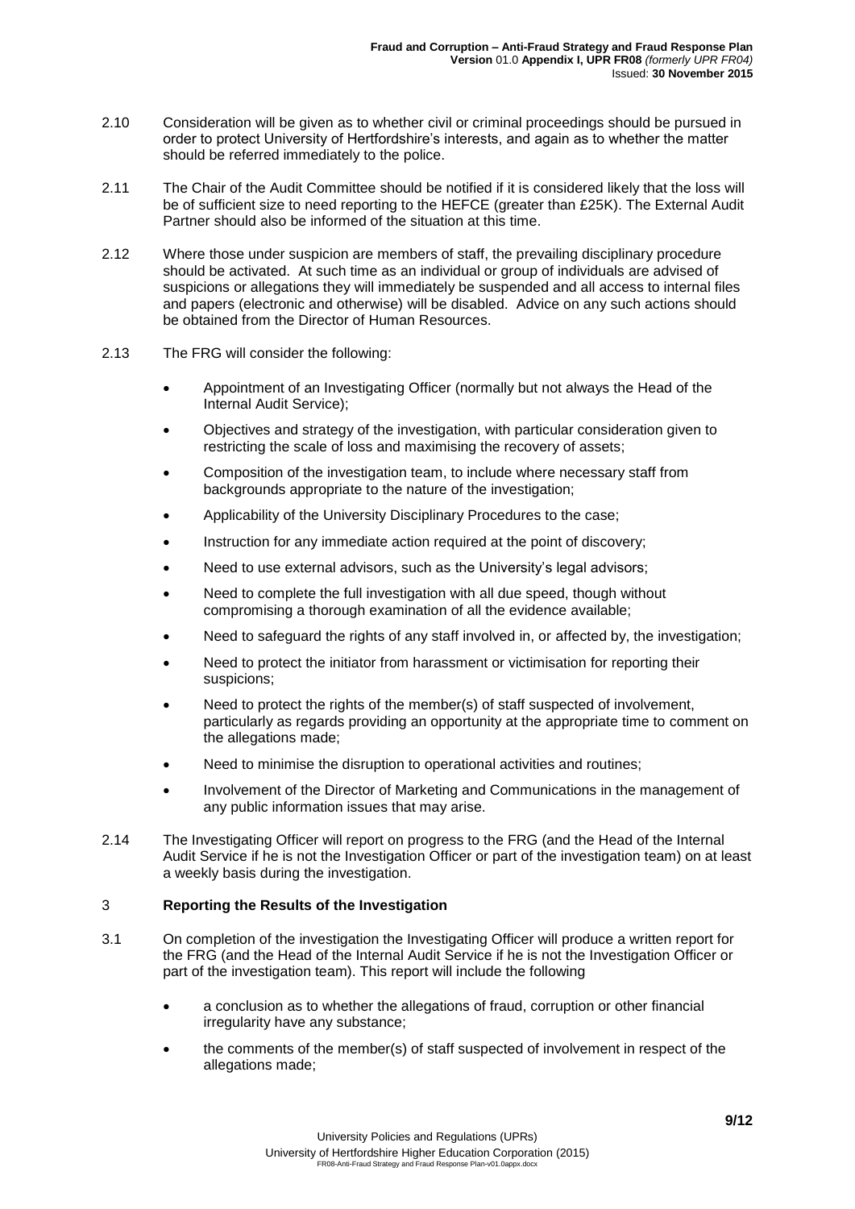2.10 Consideration will be given as to whether civil or criminal proceedings should be pursued in order to protect University of Hertfordshire's interests, and again as to whether the matter should be referred immediately to the police.

2.11 The Chair of the Audit Committee should be notified if it is considered likely that the loss will be of sufficient size to need reporting to the HEFCE (greater than £25K). The External Audit Partner should also be informed of the situation at this time.

2.12 Where those under suspicion are members of staff, the prevailing disciplinary procedure should be activated. At such time as an individual or group of individuals are advised of suspicions or allegations they will immediately be suspended and all access to internal files and papers (electronic and otherwise) will be disabled. Advice on any such actions should be obtained from the Director of Human Resources.

2.13 The FRG will consider the following:

- Appointment of an Investigating Officer (normally but not always the Head of the Internal Audit Service);
- Objectives and strategy of the investigation, with particular consideration given to restricting the scale of loss and maximising the recovery of assets;
- Composition of the investigation team, to include where necessary staff from backgrounds appropriate to the nature of the investigation;
- Applicability of the University Disciplinary Procedures to the case;
- Instruction for any immediate action required at the point of discovery;
- Need to use external advisors, such as the University's legal advisors;
- Need to complete the full investigation with all due speed, though without compromising a thorough examination of all the evidence available;
- Need to safeguard the rights of any staff involved in, or affected by, the investigation;
- Need to protect the initiator from harassment or victimisation for reporting their suspicions;
- Need to protect the rights of the member(s) of staff suspected of involvement, particularly as regards providing an opportunity at the appropriate time to comment on the allegations made;
- Need to minimise the disruption to operational activities and routines;
- Involvement of the Director of Marketing and Communications in the management of any public information issues that may arise.

2.14 The Investigating Officer will report on progress to the FRG (and the Head of the Internal Audit Service if he is not the Investigation Officer or part of the investigation team) on at least a weekly basis during the investigation.

## 3 Reporting the Results of the Investigation

3.1 On completion of the investigation the Investigating Officer will produce a written report for the FRG (and the Head of the Internal Audit Service if he is not the Investigation Officer or part of the investigation team). This report will include the following

- a conclusion as to whether the allegations of fraud, corruption or other financial irregularity have any substance;
- the comments of the member(s) of staff suspected of involvement in respect of the allegations made;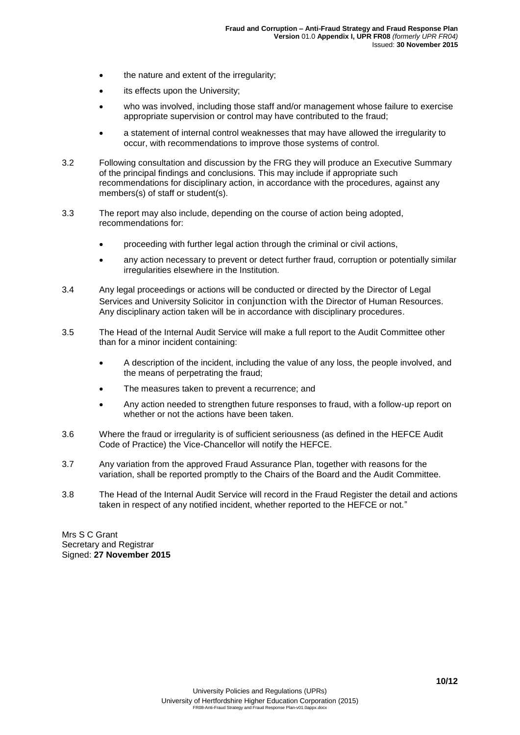- the nature and extent of the irregularity;
- its effects upon the University;
- who was involved, including those staff and/or management whose failure to exercise appropriate supervision or control may have contributed to the fraud;
- a statement of internal control weaknesses that may have allowed the irregularity to occur, with recommendations to improve those systems of control.

3.2 Following consultation and discussion by the FRG they will produce an Executive Summary of the principal findings and conclusions. This may include if appropriate such recommendations for disciplinary action, in accordance with the procedures, against any members(s) of staff or student(s).

3.3 The report may also include, depending on the course of action being adopted, recommendations for:

- proceeding with further legal action through the criminal or civil actions,
- any action necessary to prevent or detect further fraud, corruption or potentially similar irregularities elsewhere in the Institution.

3.4 Any legal proceedings or actions will be conducted or directed by the Director of Legal Services and University Solicitor in conjunction with the Director of Human Resources. Any disciplinary action taken will be in accordance with disciplinary procedures.

3.5 The Head of the Internal Audit Service will make a full report to the Audit Committee other than for a minor incident containing:

- A description of the incident, including the value of any loss, the people involved, and the means of perpetrating the fraud;
- The measures taken to prevent a recurrence; and
- Any action needed to strengthen future responses to fraud, with a follow-up report on whether or not the actions have been taken.

3.6 Where the fraud or irregularity is of sufficient seriousness (as defined in the HEFCE Audit Code of Practice) the Vice-Chancellor will notify the HEFCE.

3.7 Any variation from the approved Fraud Assurance Plan, together with reasons for the variation, shall be reported promptly to the Chairs of the Board and the Audit Committee.

3.8 The Head of the Internal Audit Service will record in the Fraud Register the detail and actions taken in respect of any notified incident, whether reported to the HEFCE or not."

Mrs S C Grant
Secretary and Registrar
Signed: **27 November 2015**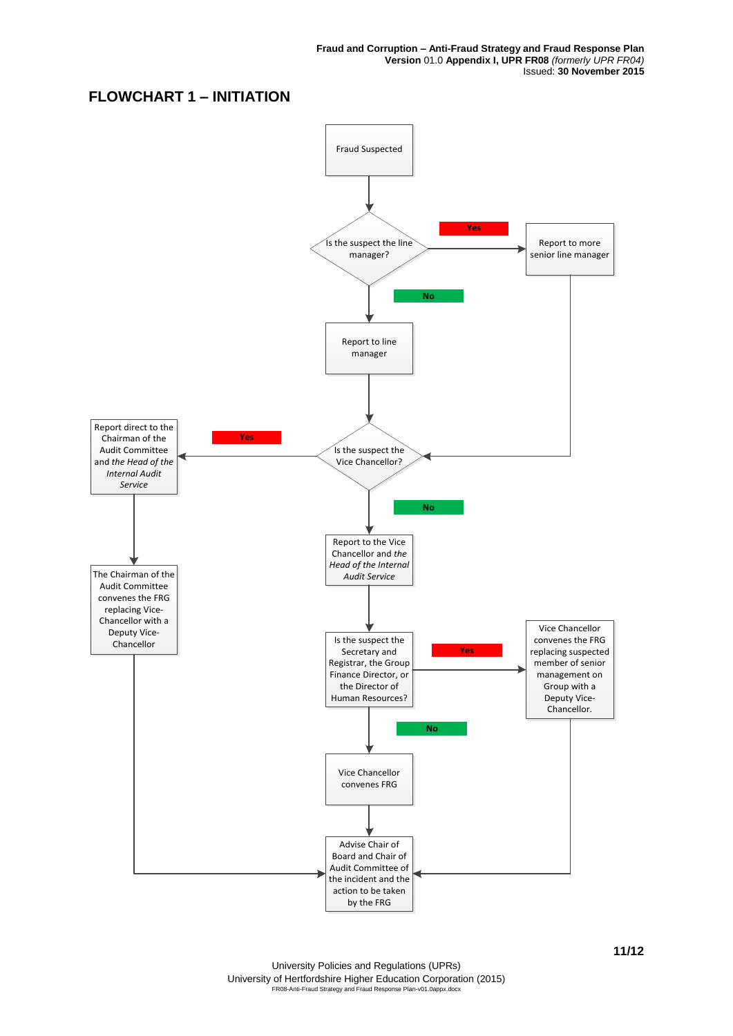# FLOWCHART 1 – INITIATION

Fraud Suspected

Is the suspect the line manager?

Yes → Report to more senior line manager

No → Report to line manager

Is the suspect the Vice Chancellor?

Yes → Report direct to the Chairman of the Audit Committee and *the Head of the Internal Audit Service* → The Chairman of the Audit Committee convenes the FRG replacing Vice-Chancellor with a Deputy Vice-Chancellor

No → Report to the Vice Chancellor and *the Head of the Internal Audit Service*

Is the suspect the Secretary and Registrar, the Group Finance Director, or the Director of Human Resources?

Yes → Vice Chancellor convenes the FRG replacing suspected member of senior management on Group with a Deputy Vice-Chancellor.

No → Vice Chancellor convenes FRG

Advise Chair of Board and Chair of Audit Committee of the incident and the action to be taken by the FRG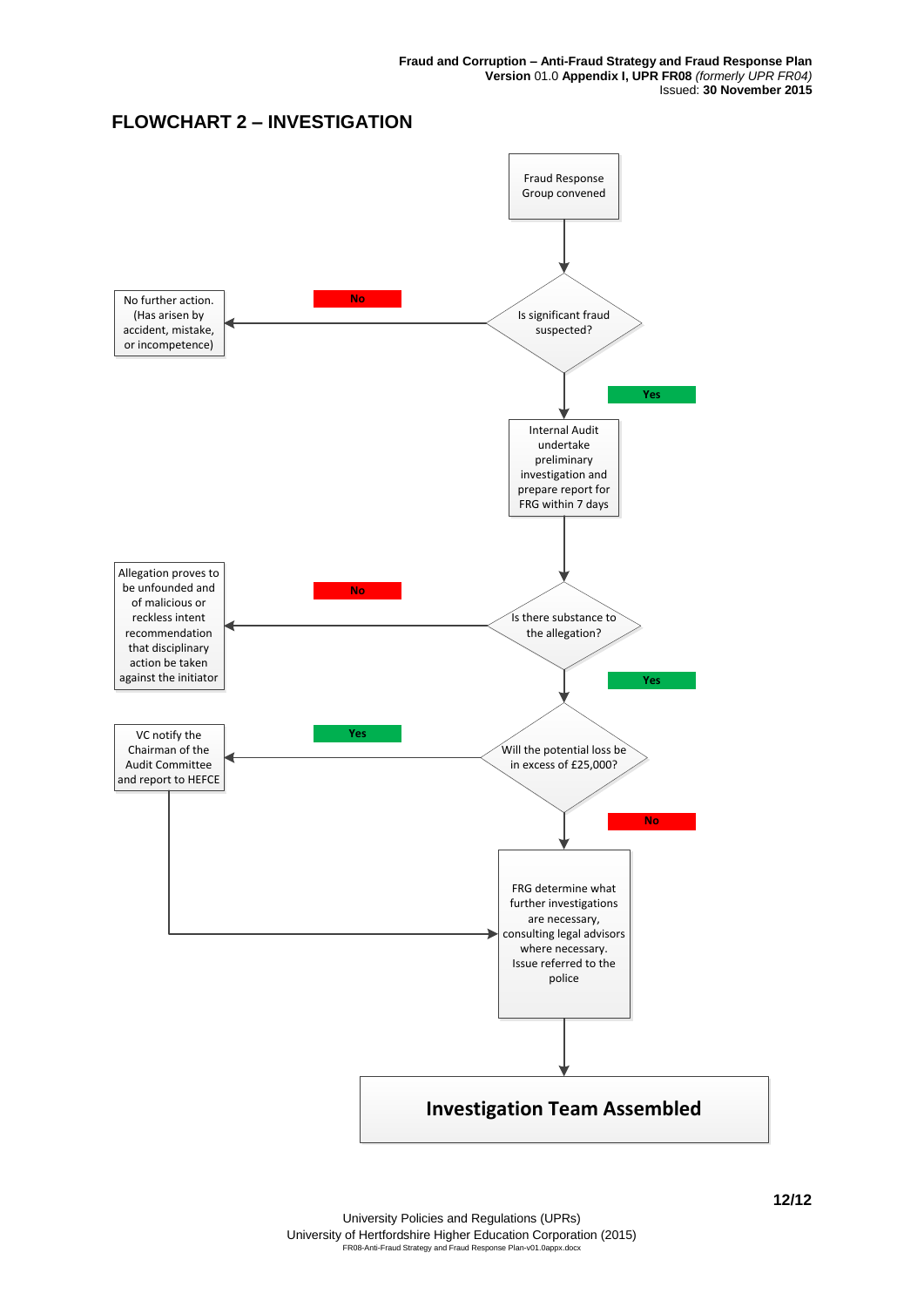## FLOWCHART 2 – INVESTIGATION

Fraud Response Group convened

Is significant fraud suspected?

No

No further action. (Has arisen by accident, mistake, or incompetence)

Yes

Internal Audit undertake preliminary investigation and prepare report for FRG within 7 days

Is there substance to the allegation?

No

Allegation proves to be unfounded and of malicious or reckless intent recommendation that disciplinary action be taken against the initiator

Yes

Will the potential loss be in excess of £25,000?

Yes

VC notify the Chairman of the Audit Committee and report to HEFCE

No

FRG determine what further investigations are necessary, consulting legal advisors where necessary. Issue referred to the police

**Investigation Team Assembled**